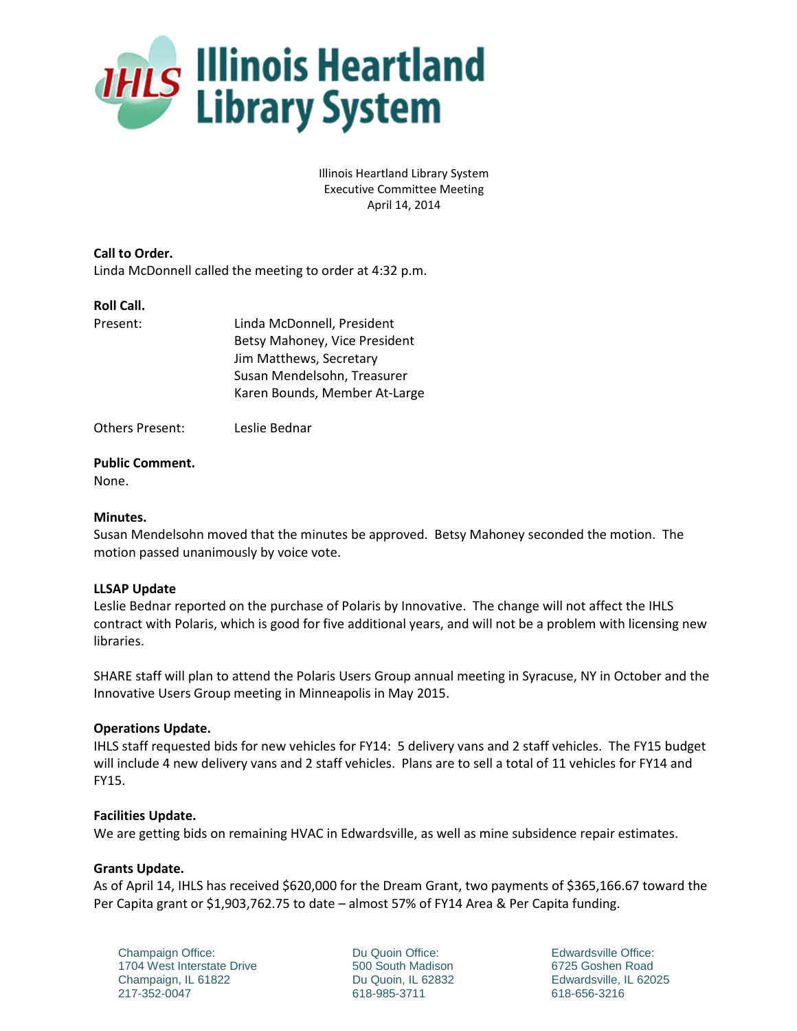# Illinois Heartland Library System

Illinois Heartland Library System
Executive Committee Meeting
April 14, 2014

**Call to Order.**
Linda McDonnell called the meeting to order at 4:32 p.m.

**Roll Call.**

Present:
- Linda McDonnell, President
- Betsy Mahoney, Vice President
- Jim Matthews, Secretary
- Susan Mendelsohn, Treasurer
- Karen Bounds, Member At-Large

Others Present: Leslie Bednar

**Public Comment.**
None.

**Minutes.**
Susan Mendelsohn moved that the minutes be approved. Betsy Mahoney seconded the motion. The motion passed unanimously by voice vote.

**LLSAP Update**
Leslie Bednar reported on the purchase of Polaris by Innovative. The change will not affect the IHLS contract with Polaris, which is good for five additional years, and will not be a problem with licensing new libraries.

SHARE staff will plan to attend the Polaris Users Group annual meeting in Syracuse, NY in October and the Innovative Users Group meeting in Minneapolis in May 2015.

**Operations Update.**
IHLS staff requested bids for new vehicles for FY14: 5 delivery vans and 2 staff vehicles. The FY15 budget will include 4 new delivery vans and 2 staff vehicles. Plans are to sell a total of 11 vehicles for FY14 and FY15.

**Facilities Update.**
We are getting bids on remaining HVAC in Edwardsville, as well as mine subsidence repair estimates.

**Grants Update.**
As of April 14, IHLS has received $620,000 for the Dream Grant, two payments of $365,166.67 toward the Per Capita grant or $1,903,762.75 to date – almost 57% of FY14 Area & Per Capita funding.

Champaign Office:
1704 West Interstate Drive
Champaign, IL 61822
217-352-0047

Du Quoin Office:
500 South Madison
Du Quoin, IL 62832
618-985-3711

Edwardsville Office:
6725 Goshen Road
Edwardsville, IL 62025
618-656-3216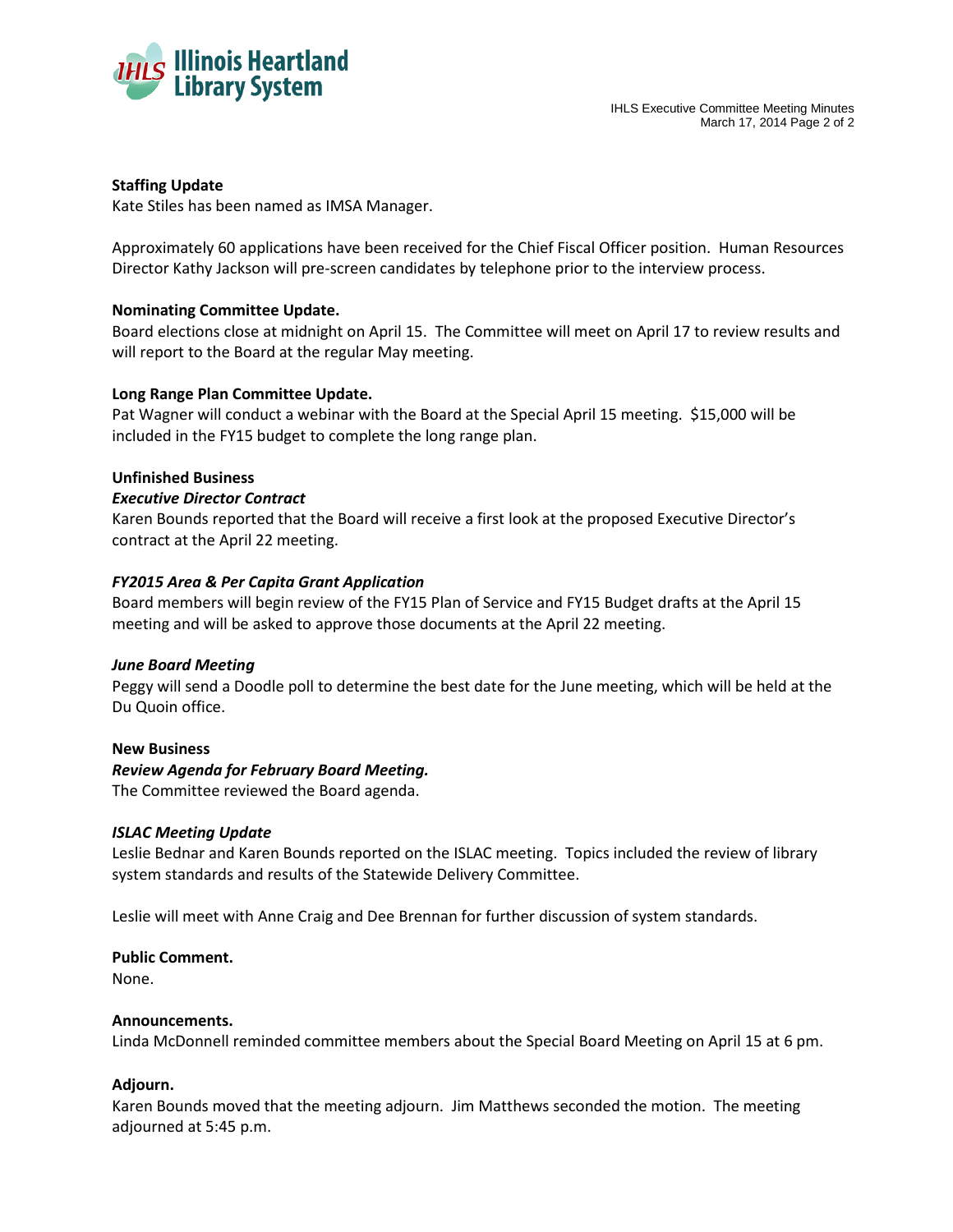**Staffing Update**

Kate Stiles has been named as IMSA Manager.

Approximately 60 applications have been received for the Chief Fiscal Officer position. Human Resources Director Kathy Jackson will pre-screen candidates by telephone prior to the interview process.

**Nominating Committee Update.**

Board elections close at midnight on April 15. The Committee will meet on April 17 to review results and will report to the Board at the regular May meeting.

**Long Range Plan Committee Update.**

Pat Wagner will conduct a webinar with the Board at the Special April 15 meeting. $15,000 will be included in the FY15 budget to complete the long range plan.

**Unfinished Business**

***Executive Director Contract***

Karen Bounds reported that the Board will receive a first look at the proposed Executive Director's contract at the April 22 meeting.

***FY2015 Area & Per Capita Grant Application***

Board members will begin review of the FY15 Plan of Service and FY15 Budget drafts at the April 15 meeting and will be asked to approve those documents at the April 22 meeting.

***June Board Meeting***

Peggy will send a Doodle poll to determine the best date for the June meeting, which will be held at the Du Quoin office.

**New Business**

***Review Agenda for February Board Meeting.***

The Committee reviewed the Board agenda.

***ISLAC Meeting Update***

Leslie Bednar and Karen Bounds reported on the ISLAC meeting. Topics included the review of library system standards and results of the Statewide Delivery Committee.

Leslie will meet with Anne Craig and Dee Brennan for further discussion of system standards.

**Public Comment.**

None.

**Announcements.**

Linda McDonnell reminded committee members about the Special Board Meeting on April 15 at 6 pm.

**Adjourn.**

Karen Bounds moved that the meeting adjourn. Jim Matthews seconded the motion. The meeting adjourned at 5:45 p.m.